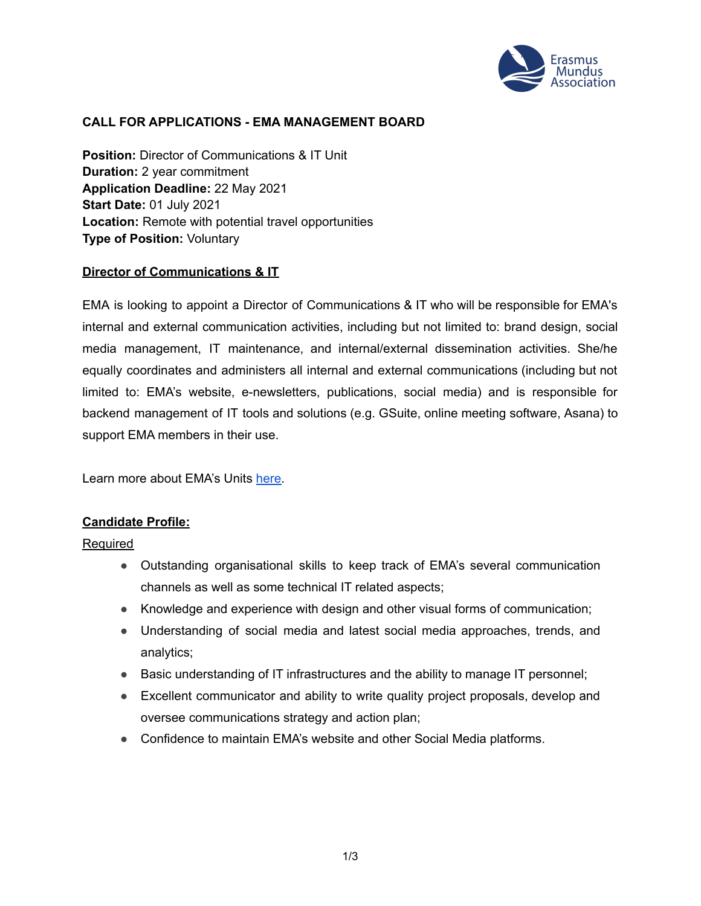## CALL FOR APPLICATIONS - EMA MANAGEMENT BOARD

**Position:** Director of Communications & IT Unit
**Duration:** 2 year commitment
**Application Deadline:** 22 May 2021
**Start Date:** 01 July 2021
**Location:** Remote with potential travel opportunities
**Type of Position:** Voluntary

### Director of Communications & IT

EMA is looking to appoint a Director of Communications & IT who will be responsible for EMA's internal and external communication activities, including but not limited to: brand design, social media management, IT maintenance, and internal/external dissemination activities. She/he equally coordinates and administers all internal and external communications (including but not limited to: EMA's website, e-newsletters, publications, social media) and is responsible for backend management of IT tools and solutions (e.g. GSuite, online meeting software, Asana) to support EMA members in their use.

Learn more about EMA's Units here.

### Candidate Profile:

Required

- Outstanding organisational skills to keep track of EMA's several communication channels as well as some technical IT related aspects;
- Knowledge and experience with design and other visual forms of communication;
- Understanding of social media and latest social media approaches, trends, and analytics;
- Basic understanding of IT infrastructures and the ability to manage IT personnel;
- Excellent communicator and ability to write quality project proposals, develop and oversee communications strategy and action plan;
- Confidence to maintain EMA's website and other Social Media platforms.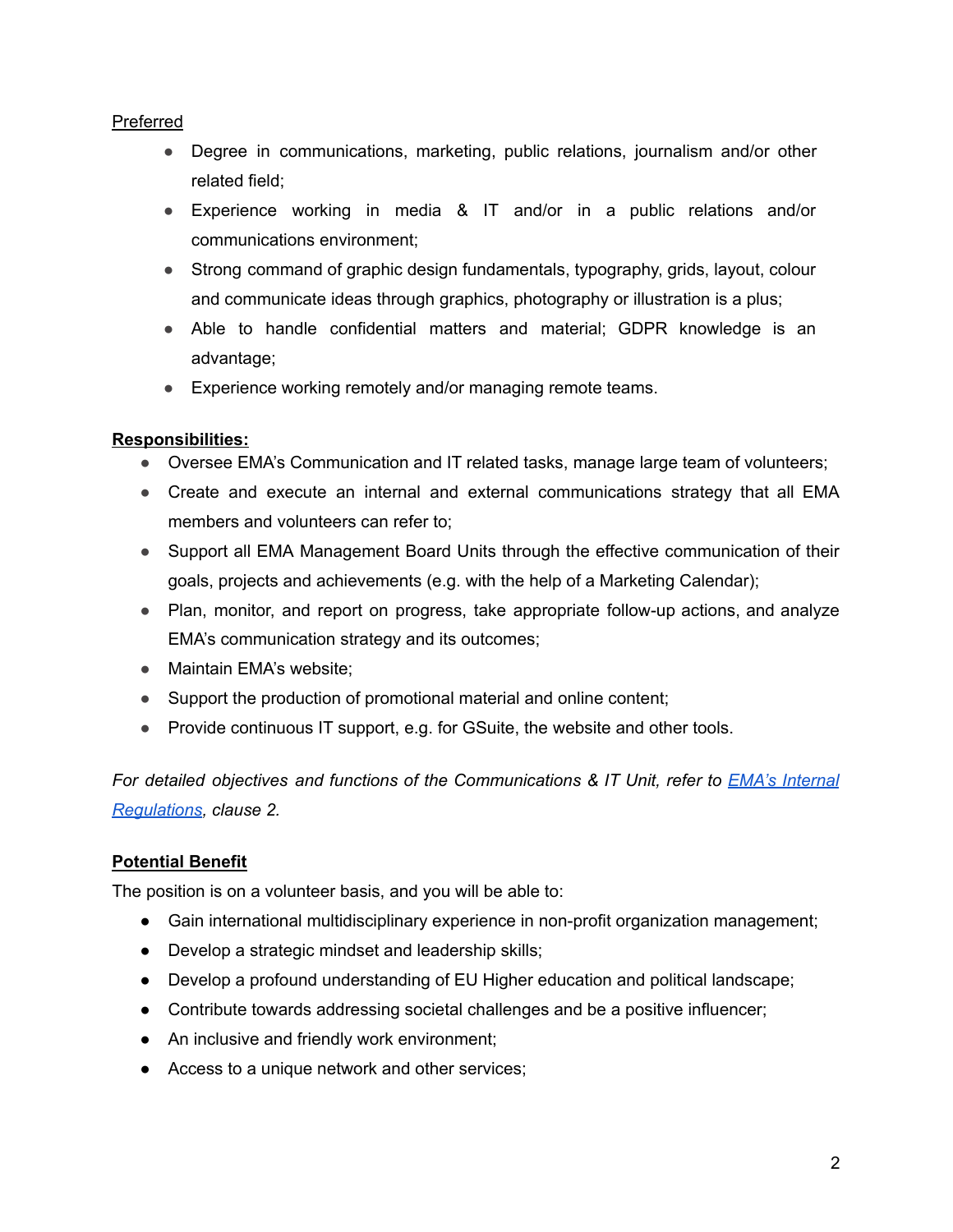Preferred

- Degree in communications, marketing, public relations, journalism and/or other related field;
- Experience working in media & IT and/or in a public relations and/or communications environment;
- Strong command of graphic design fundamentals, typography, grids, layout, colour and communicate ideas through graphics, photography or illustration is a plus;
- Able to handle confidential matters and material; GDPR knowledge is an advantage;
- Experience working remotely and/or managing remote teams.

**Responsibilities:**

- Oversee EMA's Communication and IT related tasks, manage large team of volunteers;
- Create and execute an internal and external communications strategy that all EMA members and volunteers can refer to;
- Support all EMA Management Board Units through the effective communication of their goals, projects and achievements (e.g. with the help of a Marketing Calendar);
- Plan, monitor, and report on progress, take appropriate follow-up actions, and analyze EMA's communication strategy and its outcomes;
- Maintain EMA's website;
- Support the production of promotional material and online content;
- Provide continuous IT support, e.g. for GSuite, the website and other tools.

*For detailed objectives and functions of the Communications & IT Unit, refer to EMA's Internal Regulations, clause 2.*

**Potential Benefit**

The position is on a volunteer basis, and you will be able to:

- Gain international multidisciplinary experience in non-profit organization management;
- Develop a strategic mindset and leadership skills;
- Develop a profound understanding of EU Higher education and political landscape;
- Contribute towards addressing societal challenges and be a positive influencer;
- An inclusive and friendly work environment;
- Access to a unique network and other services;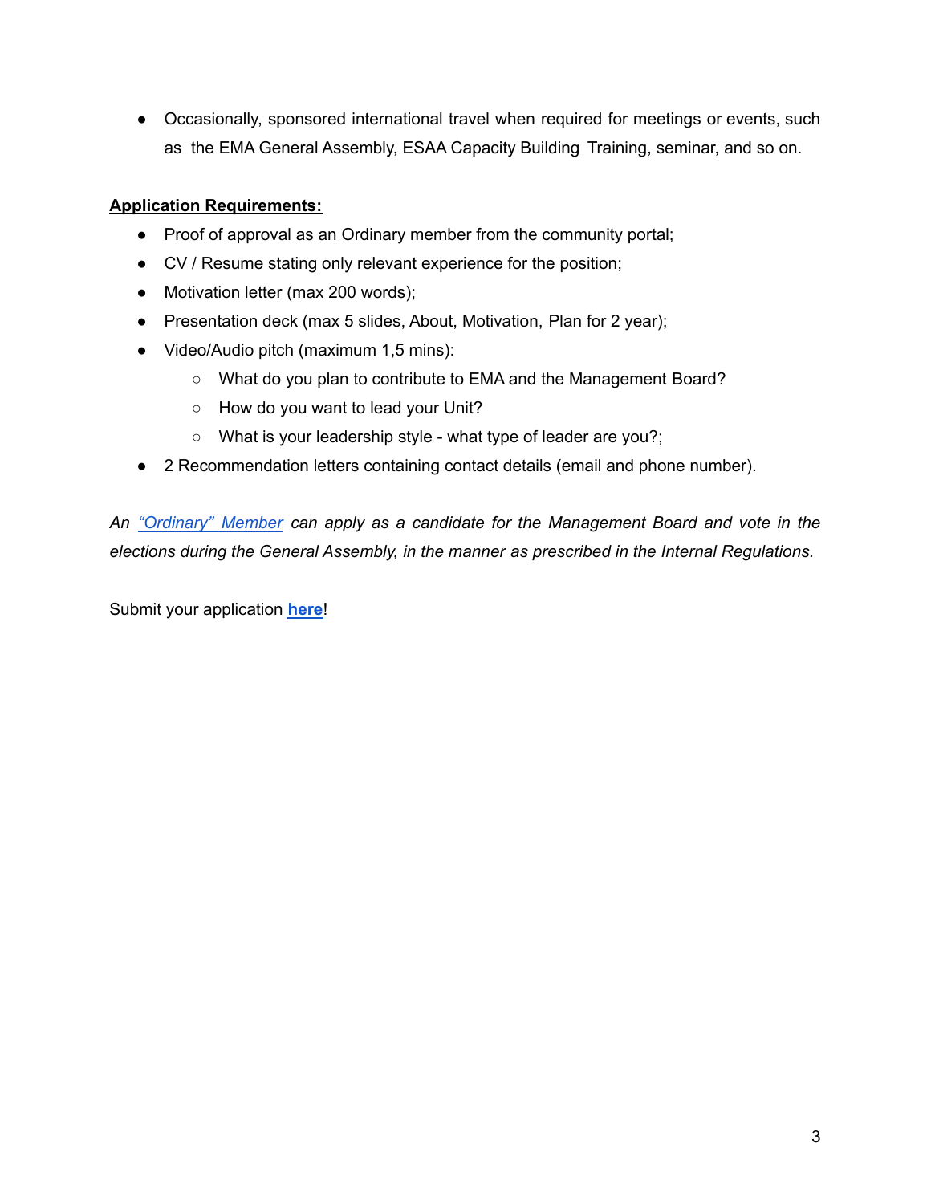- Occasionally, sponsored international travel when required for meetings or events, such as the EMA General Assembly, ESAA Capacity Building Training, seminar, and so on.

**Application Requirements:**

- Proof of approval as an Ordinary member from the community portal;
- CV / Resume stating only relevant experience for the position;
- Motivation letter (max 200 words);
- Presentation deck (max 5 slides, About, Motivation, Plan for 2 year);
- Video/Audio pitch (maximum 1,5 mins):
  - What do you plan to contribute to EMA and the Management Board?
  - How do you want to lead your Unit?
  - What is your leadership style - what type of leader are you?;
- 2 Recommendation letters containing contact details (email and phone number).

*An "Ordinary" Member can apply as a candidate for the Management Board and vote in the elections during the General Assembly, in the manner as prescribed in the Internal Regulations.*

Submit your application **here**!